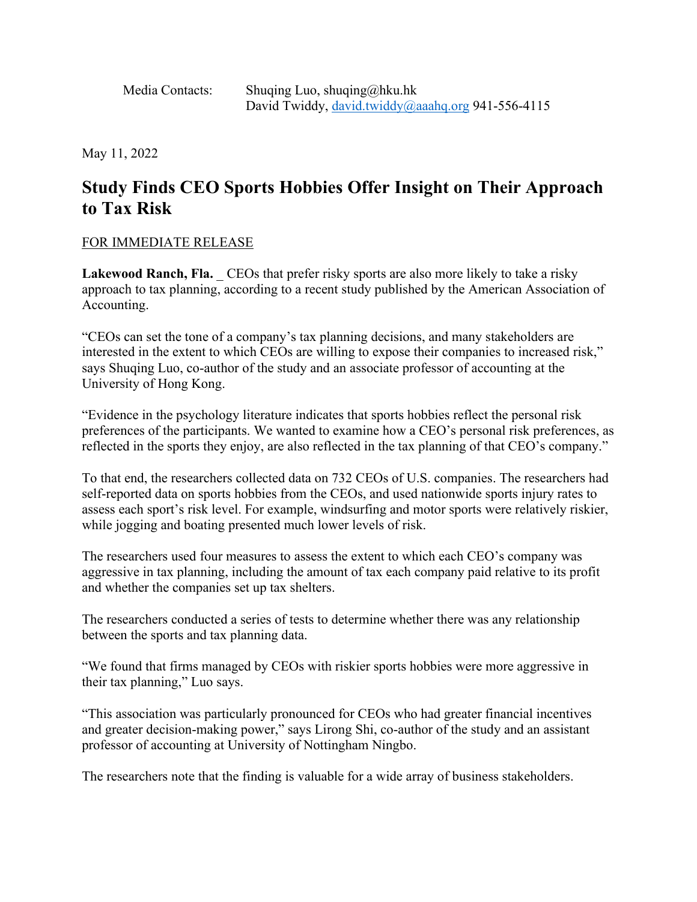Media Contacts: Shuqing Luo, shuqing@hku.hk
David Twiddy, david.twiddy@aaahq.org 941-556-4115

May 11, 2022

# Study Finds CEO Sports Hobbies Offer Insight on Their Approach to Tax Risk

FOR IMMEDIATE RELEASE

**Lakewood Ranch, Fla.** _ CEOs that prefer risky sports are also more likely to take a risky approach to tax planning, according to a recent study published by the American Association of Accounting.

"CEOs can set the tone of a company's tax planning decisions, and many stakeholders are interested in the extent to which CEOs are willing to expose their companies to increased risk," says Shuqing Luo, co-author of the study and an associate professor of accounting at the University of Hong Kong.

"Evidence in the psychology literature indicates that sports hobbies reflect the personal risk preferences of the participants. We wanted to examine how a CEO's personal risk preferences, as reflected in the sports they enjoy, are also reflected in the tax planning of that CEO's company."

To that end, the researchers collected data on 732 CEOs of U.S. companies. The researchers had self-reported data on sports hobbies from the CEOs, and used nationwide sports injury rates to assess each sport's risk level. For example, windsurfing and motor sports were relatively riskier, while jogging and boating presented much lower levels of risk.

The researchers used four measures to assess the extent to which each CEO's company was aggressive in tax planning, including the amount of tax each company paid relative to its profit and whether the companies set up tax shelters.

The researchers conducted a series of tests to determine whether there was any relationship between the sports and tax planning data.

"We found that firms managed by CEOs with riskier sports hobbies were more aggressive in their tax planning," Luo says.

"This association was particularly pronounced for CEOs who had greater financial incentives and greater decision-making power," says Lirong Shi, co-author of the study and an assistant professor of accounting at University of Nottingham Ningbo.

The researchers note that the finding is valuable for a wide array of business stakeholders.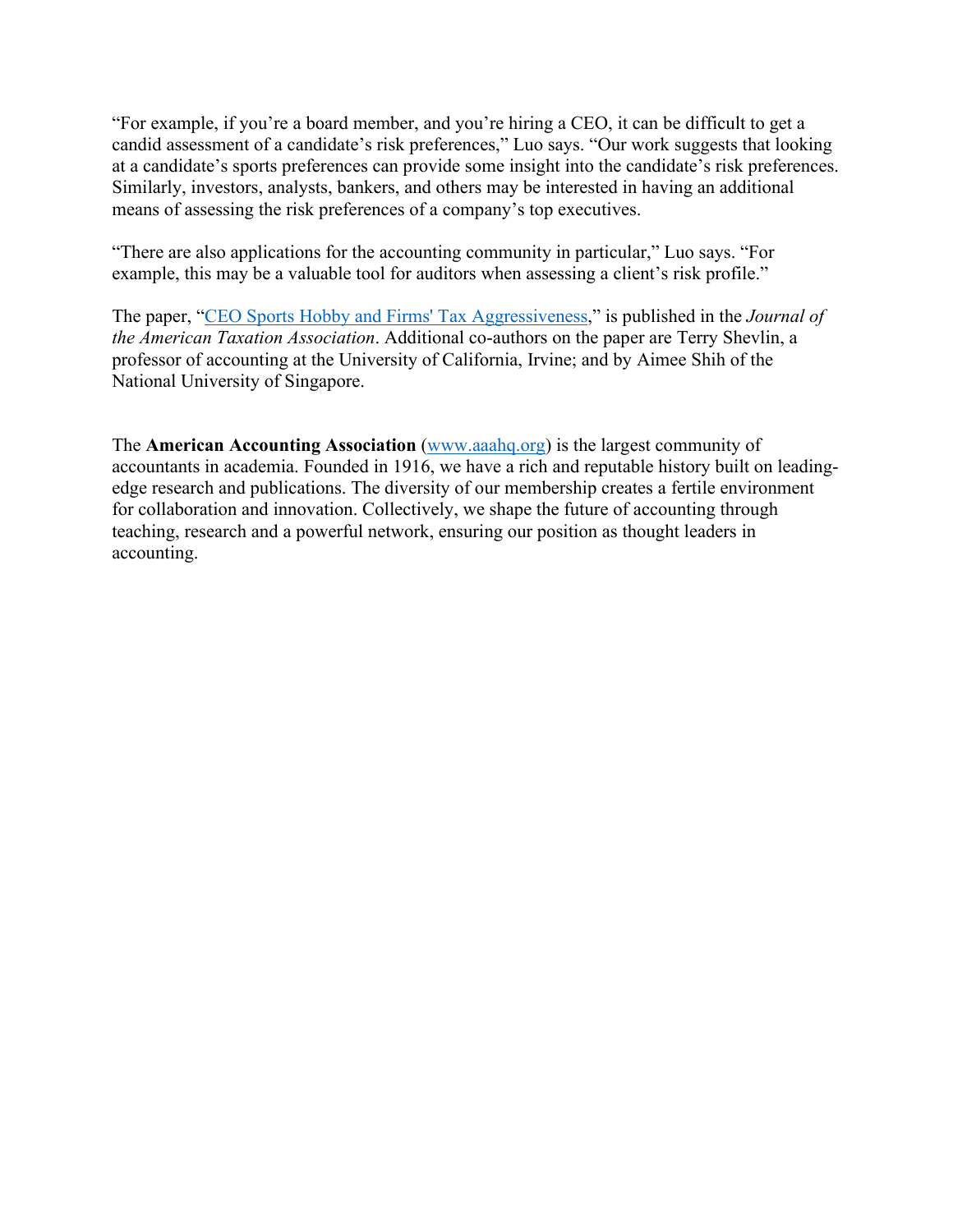"For example, if you're a board member, and you're hiring a CEO, it can be difficult to get a candid assessment of a candidate's risk preferences," Luo says. "Our work suggests that looking at a candidate's sports preferences can provide some insight into the candidate's risk preferences. Similarly, investors, analysts, bankers, and others may be interested in having an additional means of assessing the risk preferences of a company's top executives.

"There are also applications for the accounting community in particular," Luo says. "For example, this may be a valuable tool for auditors when assessing a client's risk profile."

The paper, "CEO Sports Hobby and Firms' Tax Aggressiveness," is published in the *Journal of the American Taxation Association*. Additional co-authors on the paper are Terry Shevlin, a professor of accounting at the University of California, Irvine; and by Aimee Shih of the National University of Singapore.

The **American Accounting Association** (www.aaahq.org) is the largest community of accountants in academia. Founded in 1916, we have a rich and reputable history built on leading-edge research and publications. The diversity of our membership creates a fertile environment for collaboration and innovation. Collectively, we shape the future of accounting through teaching, research and a powerful network, ensuring our position as thought leaders in accounting.